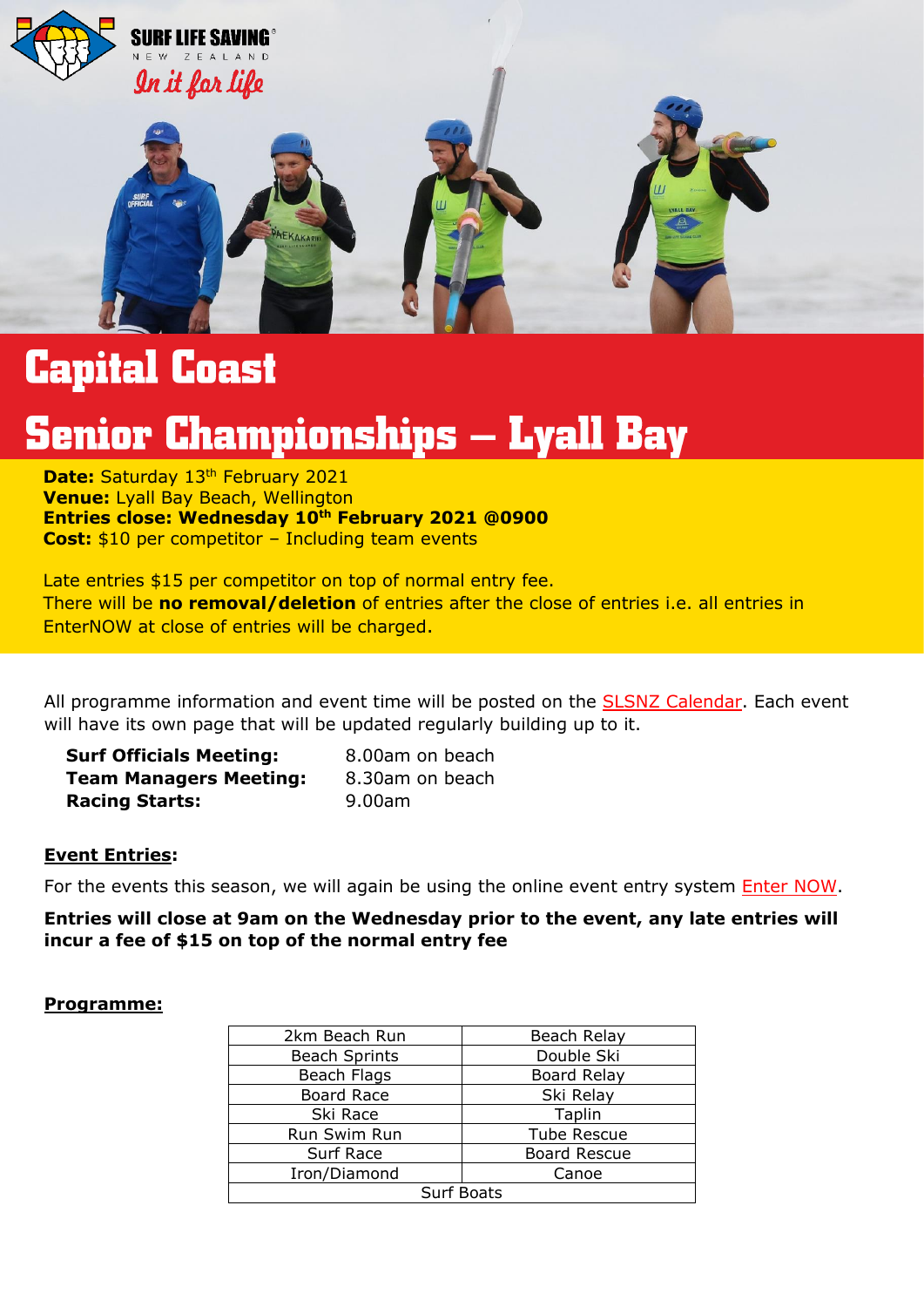SURF LIFE SAVING NEW ZEALAND

*In it for life*

# Capital Coast

# Senior Championships – Lyall Bay

**Date:** Saturday 13th February 2021
**Venue:** Lyall Bay Beach, Wellington
**Entries close: Wednesday 10th February 2021 @0900**
**Cost:** $10 per competitor – Including team events

Late entries $15 per competitor on top of normal entry fee.
There will be **no removal/deletion** of entries after the close of entries i.e. all entries in EnterNOW at close of entries will be charged.

All programme information and event time will be posted on the SLSNZ Calendar. Each event will have its own page that will be updated regularly building up to it.

| | |
|---|---|
| **Surf Officials Meeting:** | 8.00am on beach |
| **Team Managers Meeting:** | 8.30am on beach |
| **Racing Starts:** | 9.00am |

**Event Entries:**

For the events this season, we will again be using the online event entry system Enter NOW.

**Entries will close at 9am on the Wednesday prior to the event, any late entries will incur a fee of $15 on top of the normal entry fee**

**Programme:**

| | |
|---|---|
| 2km Beach Run | Beach Relay |
| Beach Sprints | Double Ski |
| Beach Flags | Board Relay |
| Board Race | Ski Relay |
| Ski Race | Taplin |
| Run Swim Run | Tube Rescue |
| Surf Race | Board Rescue |
| Iron/Diamond | Canoe |
| Surf Boats | |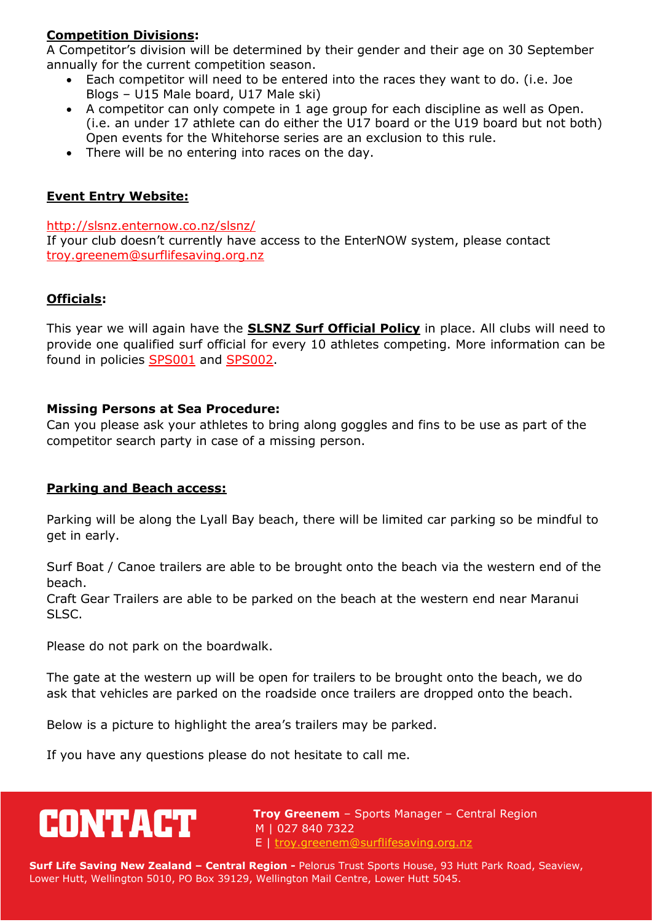**Competition Divisions:**
A Competitor's division will be determined by their gender and their age on 30 September annually for the current competition season.

- Each competitor will need to be entered into the races they want to do. (i.e. Joe Blogs – U15 Male board, U17 Male ski)
- A competitor can only compete in 1 age group for each discipline as well as Open. (i.e. an under 17 athlete can do either the U17 board or the U19 board but not both) Open events for the Whitehorse series are an exclusion to this rule.
- There will be no entering into races on the day.

**Event Entry Website:**

http://slsnz.enternow.co.nz/slsnz/
If your club doesn't currently have access to the EnterNOW system, please contact troy.greenem@surflifesaving.org.nz

**Officials:**

This year we will again have the **SLSNZ Surf Official Policy** in place. All clubs will need to provide one qualified surf official for every 10 athletes competing. More information can be found in policies SPS001 and SPS002.

**Missing Persons at Sea Procedure:**
Can you please ask your athletes to bring along goggles and fins to be use as part of the competitor search party in case of a missing person.

**Parking and Beach access:**

Parking will be along the Lyall Bay beach, there will be limited car parking so be mindful to get in early.

Surf Boat / Canoe trailers are able to be brought onto the beach via the western end of the beach.
Craft Gear Trailers are able to be parked on the beach at the western end near Maranui SLSC.

Please do not park on the boardwalk.

The gate at the western up will be open for trailers to be brought onto the beach, we do ask that vehicles are parked on the roadside once trailers are dropped onto the beach.

Below is a picture to highlight the area's trailers may be parked.

If you have any questions please do not hesitate to call me.

**CONTACT**

**Troy Greenem** – Sports Manager – Central Region
M | 027 840 7322
E | troy.greenem@surflifesaving.org.nz

**Surf Life Saving New Zealand – Central Region -** Pelorus Trust Sports House, 93 Hutt Park Road, Seaview, Lower Hutt, Wellington 5010, PO Box 39129, Wellington Mail Centre, Lower Hutt 5045.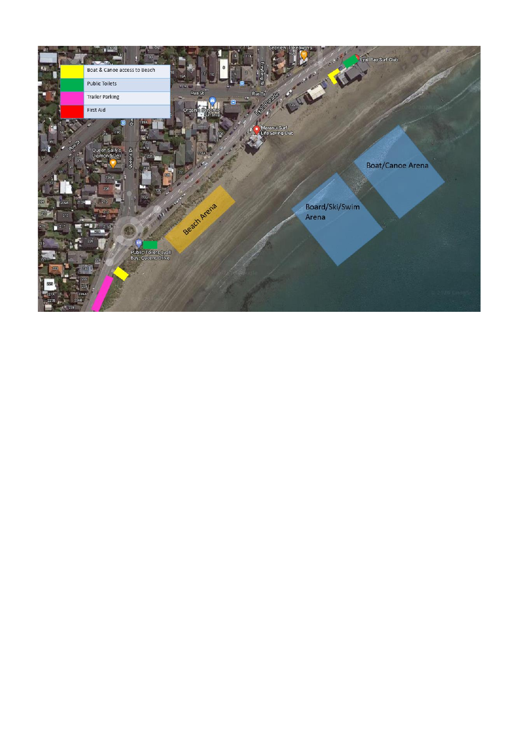Boat & Canoe access to Beach

Public Toilets

Trailer Parking

First Aid

Lyall Bay Surf Club

Maranui Surf Life Saving Club

Public Toilets Lyall Bay Queens Drive

Beach Arena

Board/Ski/Swim Arena

Boat/Canoe Arena